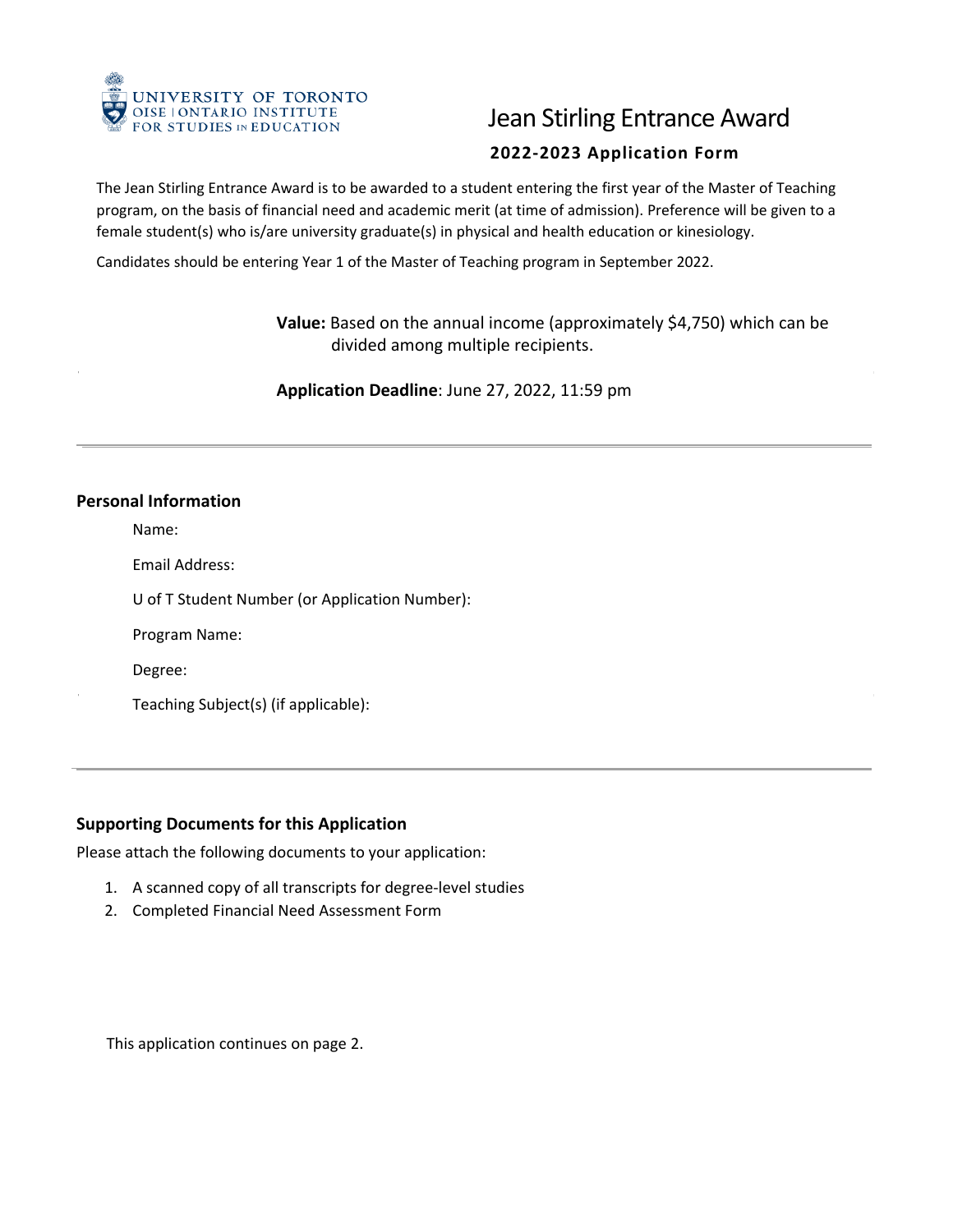UNIVERSITY OF TORONTO
OISE | ONTARIO INSTITUTE FOR STUDIES IN EDUCATION

# Jean Stirling Entrance Award

## 2022-2023 Application Form

The Jean Stirling Entrance Award is to be awarded to a student entering the first year of the Master of Teaching program, on the basis of financial need and academic merit (at time of admission). Preference will be given to a female student(s) who is/are university graduate(s) in physical and health education or kinesiology.

Candidates should be entering Year 1 of the Master of Teaching program in September 2022.

**Value:** Based on the annual income (approximately $4,750) which can be divided among multiple recipients.

**Application Deadline**: June 27, 2022, 11:59 pm

---

### Personal Information

Name:

Email Address:

U of T Student Number (or Application Number):

Program Name:

Degree:

Teaching Subject(s) (if applicable):

---

### Supporting Documents for this Application

Please attach the following documents to your application:

1. A scanned copy of all transcripts for degree-level studies
2. Completed Financial Need Assessment Form

This application continues on page 2.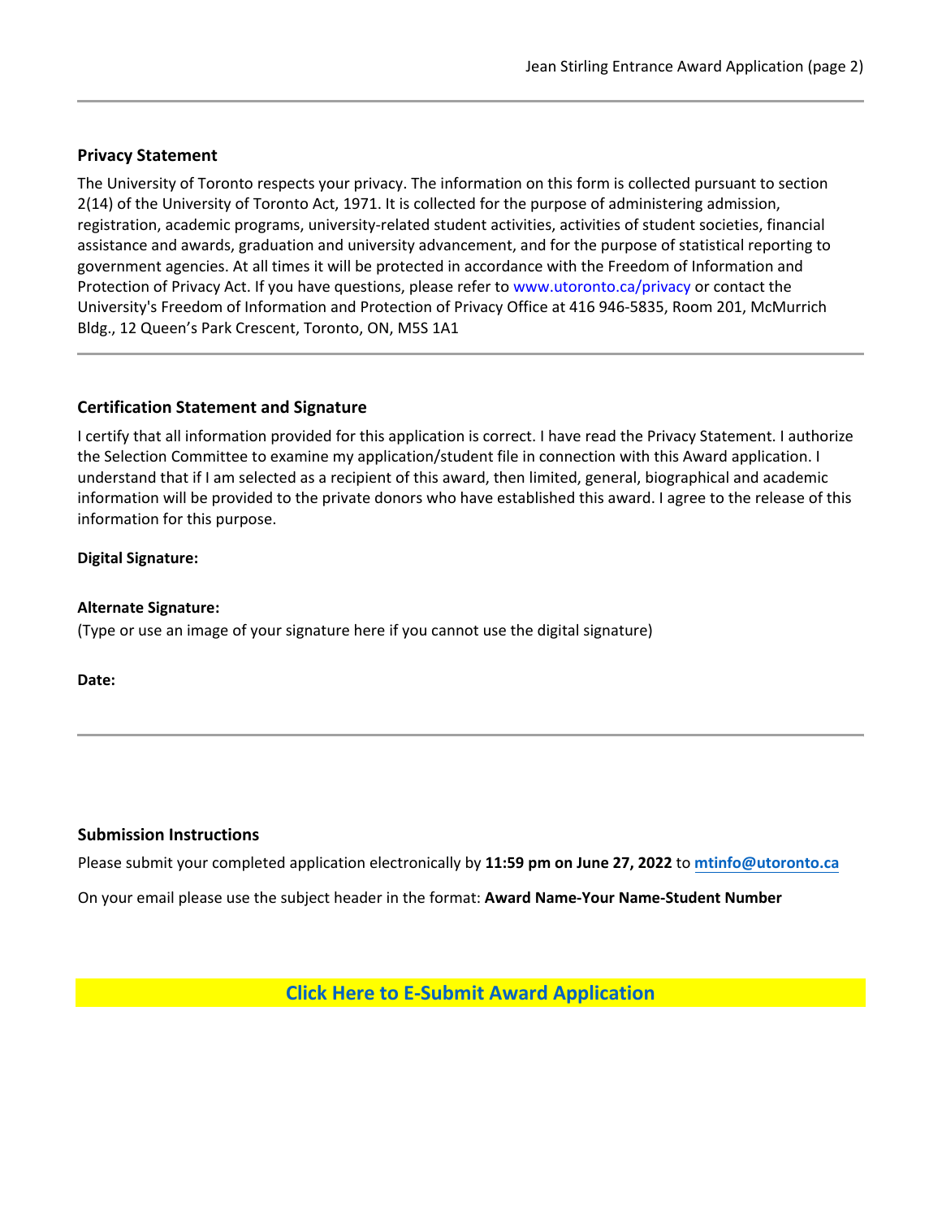## Privacy Statement

The University of Toronto respects your privacy. The information on this form is collected pursuant to section 2(14) of the University of Toronto Act, 1971. It is collected for the purpose of administering admission, registration, academic programs, university-related student activities, activities of student societies, financial assistance and awards, graduation and university advancement, and for the purpose of statistical reporting to government agencies. At all times it will be protected in accordance with the Freedom of Information and Protection of Privacy Act. If you have questions, please refer to www.utoronto.ca/privacy or contact the University's Freedom of Information and Protection of Privacy Office at 416 946-5835, Room 201, McMurrich Bldg., 12 Queen's Park Crescent, Toronto, ON, M5S 1A1

## Certification Statement and Signature

I certify that all information provided for this application is correct. I have read the Privacy Statement. I authorize the Selection Committee to examine my application/student file in connection with this Award application. I understand that if I am selected as a recipient of this award, then limited, general, biographical and academic information will be provided to the private donors who have established this award. I agree to the release of this information for this purpose.

**Digital Signature:**

**Alternate Signature:**
(Type or use an image of your signature here if you cannot use the digital signature)

**Date:**

## Submission Instructions

Please submit your completed application electronically by **11:59 pm on June 27, 2022** to **mtinfo@utoronto.ca**

On your email please use the subject header in the format: **Award Name-Your Name-Student Number**

**Click Here to E-Submit Award Application**